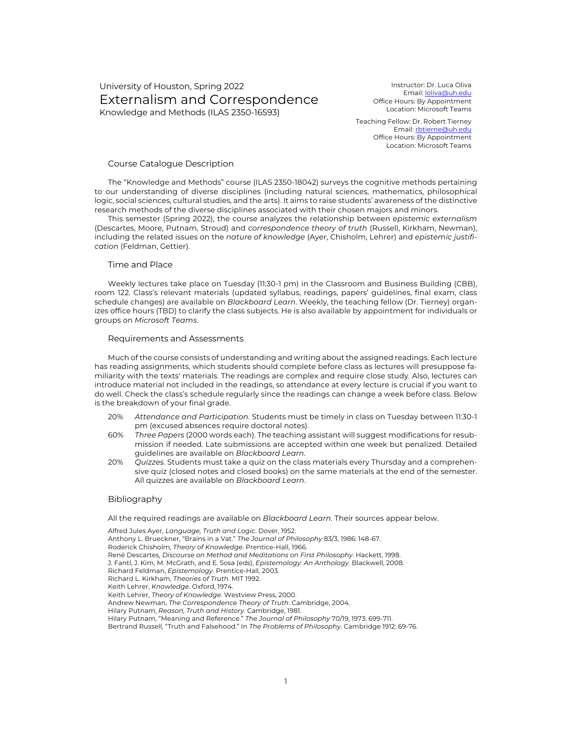University of Houston, Spring 2022

# Externalism and Correspondence

Knowledge and Methods (ILAS 2350-16593)

Instructor: Dr. Luca Oliva
Email: loliva@uh.edu
Office Hours: By Appointment
Location: Microsoft Teams

Teaching Fellow: Dr. Robert Tierney
Email: rbtierne@uh.edu
Office Hours: By Appointment
Location: Microsoft Teams

## Course Catalogue Description

The "Knowledge and Methods" course (ILAS 2350-18042) surveys the cognitive methods pertaining to our understanding of diverse disciplines (including natural sciences, mathematics, philosophical logic, social sciences, cultural studies, and the arts). It aims to raise students' awareness of the distinctive research methods of the diverse disciplines associated with their chosen majors and minors.

This semester (Spring 2022), the course analyzes the relationship between *epistemic externalism* (Descartes, Moore, Putnam, Stroud) and *correspondence theory of truth* (Russell, Kirkham, Newman), including the related issues on the *nature of knowledge* (Ayer, Chisholm, Lehrer) and *epistemic justification* (Feldman, Gettier).

## Time and Place

Weekly lectures take place on Tuesday (11:30-1 pm) in the Classroom and Business Building (CBB), room 122. Class's relevant materials (updated syllabus, readings, papers' guidelines, final exam, class schedule changes) are available on *Blackboard Learn*. Weekly, the teaching fellow (Dr. Tierney) organizes office hours (TBD) to clarify the class subjects. He is also available by appointment for individuals or groups on *Microsoft Teams*.

## Requirements and Assessments

Much of the course consists of understanding and writing about the assigned readings. Each lecture has reading assignments, which students should complete before class as lectures will presuppose familiarity with the texts' materials. The readings are complex and require close study. Also, lectures can introduce material not included in the readings, so attendance at every lecture is crucial if you want to do well. Check the class's schedule regularly since the readings can change a week before class. Below is the breakdown of your final grade.

- 20% *Attendance and Participation*. Students must be timely in class on Tuesday between 11:30-1 pm (excused absences require doctoral notes).
- 60% *Three Papers* (2000 words each). The teaching assistant will suggest modifications for resubmission if needed. Late submissions are accepted within one week but penalized. Detailed guidelines are available on *Blackboard Learn*.
- 20% *Quizzes*. Students must take a quiz on the class materials every Thursday and a comprehensive quiz (closed notes and closed books) on the same materials at the end of the semester. All quizzes are available on *Blackboard Learn*.

## Bibliography

All the required readings are available on *Blackboard Learn*. Their sources appear below.

Alfred Jules Ayer, *Language, Truth and Logic*. Dover, 1952.
Anthony L. Brueckner, "Brains in a Vat." *The Journal of Philosophy* 83/3, 1986: 148-67.
Roderick Chisholm, *Theory of Knowledge*. Prentice-Hall, 1966.
René Descartes, *Discourse on Method and Meditations on First Philosophy*. Hackett, 1998.
J. Fantl, J. Kim, M. McGrath, and E. Sosa (eds), *Epistemology: An Anthology*. Blackwell, 2008.
Richard Feldman, *Epistemology*. Prentice-Hall, 2003.
Richard L. Kirkham, *Theories of Truth*. MIT 1992.
Keith Lehrer, *Knowledge*. Oxford, 1974.
Keith Lehrer, *Theory of Knowledge*. Westview Press, 2000.
Andrew Newman, *The Correspondence Theory of Truth*. Cambridge, 2004.
Hilary Putnam, *Reason, Truth and History*. Cambridge, 1981.
Hilary Putnam, "Meaning and Reference." *The Journal of Philosophy* 70/19, 1973: 699-711.
Bertrand Russell, "Truth and Falsehood." In *The Problems of Philosophy*. Cambridge 1912: 69-76.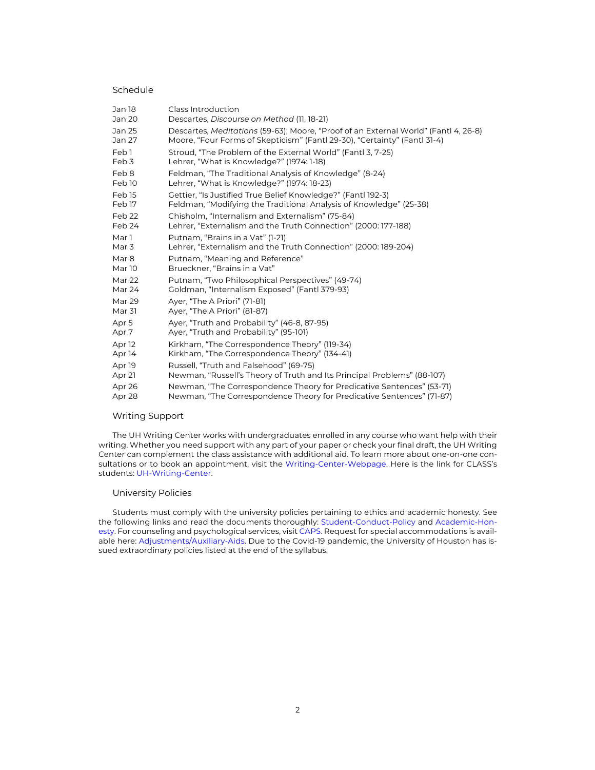## Schedule

| | |
|---|---|
| Jan 18 | Class Introduction |
| Jan 20 | Descartes, *Discourse on Method* (11, 18-21) |
| Jan 25 | Descartes, *Meditations* (59-63); Moore, "Proof of an External World" (Fantl 4, 26-8) |
| Jan 27 | Moore, "Four Forms of Skepticism" (Fantl 29-30), "Certainty" (Fantl 31-4) |
| Feb 1 | Stroud, "The Problem of the External World" (Fantl 3, 7-25) |
| Feb 3 | Lehrer, "What is Knowledge?" (1974: 1-18) |
| Feb 8 | Feldman, "The Traditional Analysis of Knowledge" (8-24) |
| Feb 10 | Lehrer, "What is Knowledge?" (1974: 18-23) |
| Feb 15 | Gettier, "Is Justified True Belief Knowledge?" (Fantl 192-3) |
| Feb 17 | Feldman, "Modifying the Traditional Analysis of Knowledge" (25-38) |
| Feb 22 | Chisholm, "Internalism and Externalism" (75-84) |
| Feb 24 | Lehrer, "Externalism and the Truth Connection" (2000: 177-188) |
| Mar 1 | Putnam, "Brains in a Vat" (1-21) |
| Mar 3 | Lehrer, "Externalism and the Truth Connection" (2000: 189-204) |
| Mar 8 | Putnam, "Meaning and Reference" |
| Mar 10 | Brueckner, "Brains in a Vat" |
| Mar 22 | Putnam, "Two Philosophical Perspectives" (49-74) |
| Mar 24 | Goldman, "Internalism Exposed" (Fantl 379-93) |
| Mar 29 | Ayer, "The A Priori" (71-81) |
| Mar 31 | Ayer, "The A Priori" (81-87) |
| Apr 5 | Ayer, "Truth and Probability" (46-8, 87-95) |
| Apr 7 | Ayer, "Truth and Probability" (95-101) |
| Apr 12 | Kirkham, "The Correspondence Theory" (119-34) |
| Apr 14 | Kirkham, "The Correspondence Theory" (134-41) |
| Apr 19 | Russell, "Truth and Falsehood" (69-75) |
| Apr 21 | Newman, "Russell's Theory of Truth and Its Principal Problems" (88-107) |
| Apr 26 | Newman, "The Correspondence Theory for Predicative Sentences" (53-71) |
| Apr 28 | Newman, "The Correspondence Theory for Predicative Sentences" (71-87) |

## Writing Support

The UH Writing Center works with undergraduates enrolled in any course who want help with their writing. Whether you need support with any part of your paper or check your final draft, the UH Writing Center can complement the class assistance with additional aid. To learn more about one-on-one consultations or to book an appointment, visit the Writing-Center-Webpage. Here is the link for CLASS's students: UH-Writing-Center.

## University Policies

Students must comply with the university policies pertaining to ethics and academic honesty. See the following links and read the documents thoroughly: Student-Conduct-Policy and Academic-Honesty. For counseling and psychological services, visit CAPS. Request for special accommodations is available here: Adjustments/Auxiliary-Aids. Due to the Covid-19 pandemic, the University of Houston has issued extraordinary policies listed at the end of the syllabus.